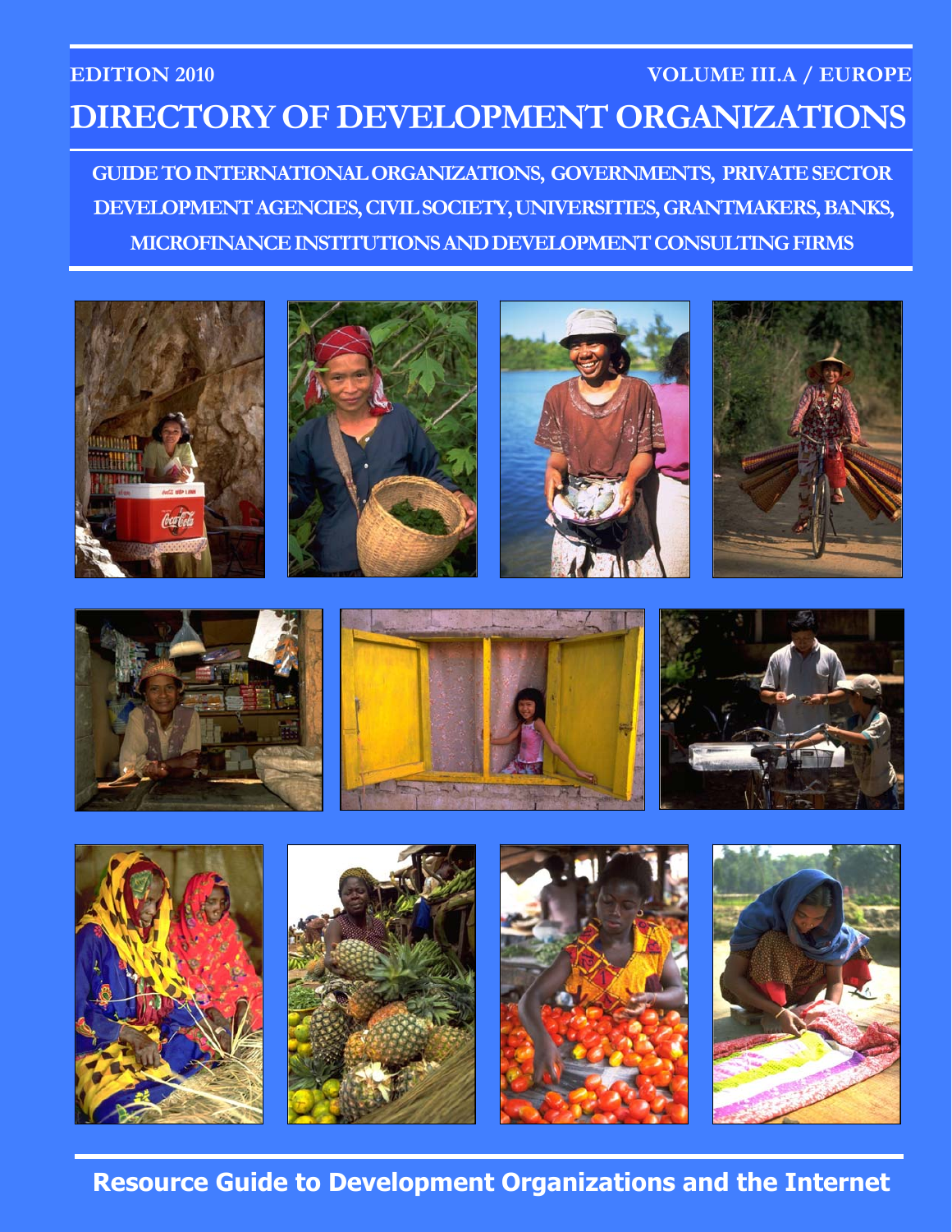EDITION 2010 VOLUME III.A / EUROPE

# DIRECTORY OF DEVELOPMENT ORGANIZATIONS

## GUIDE TO INTERNATIONAL ORGANIZATIONS, GOVERNMENTS, PRIVATE SECTOR DEVELOPMENT AGENCIES, CIVIL SOCIETY, UNIVERSITIES, GRANTMAKERS, BANKS, MICROFINANCE INSTITUTIONS AND DEVELOPMENT CONSULTING FIRMS

**Resource Guide to Development Organizations and the Internet**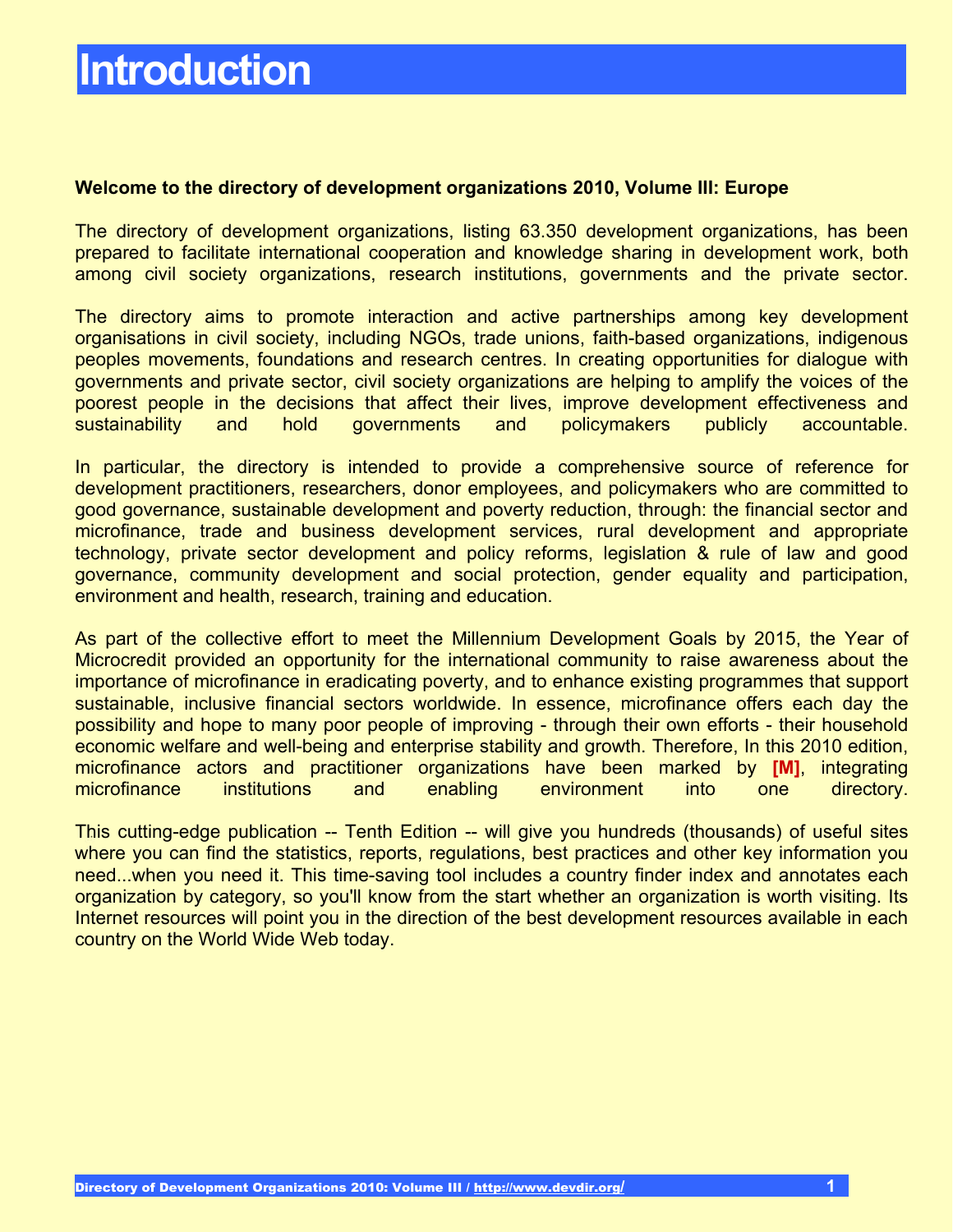# Introduction

**Welcome to the directory of development organizations 2010, Volume III: Europe**

The directory of development organizations, listing 63.350 development organizations, has been prepared to facilitate international cooperation and knowledge sharing in development work, both among civil society organizations, research institutions, governments and the private sector.

The directory aims to promote interaction and active partnerships among key development organisations in civil society, including NGOs, trade unions, faith-based organizations, indigenous peoples movements, foundations and research centres. In creating opportunities for dialogue with governments and private sector, civil society organizations are helping to amplify the voices of the poorest people in the decisions that affect their lives, improve development effectiveness and sustainability and hold governments and policymakers publicly accountable.

In particular, the directory is intended to provide a comprehensive source of reference for development practitioners, researchers, donor employees, and policymakers who are committed to good governance, sustainable development and poverty reduction, through: the financial sector and microfinance, trade and business development services, rural development and appropriate technology, private sector development and policy reforms, legislation & rule of law and good governance, community development and social protection, gender equality and participation, environment and health, research, training and education.

As part of the collective effort to meet the Millennium Development Goals by 2015, the Year of Microcredit provided an opportunity for the international community to raise awareness about the importance of microfinance in eradicating poverty, and to enhance existing programmes that support sustainable, inclusive financial sectors worldwide. In essence, microfinance offers each day the possibility and hope to many poor people of improving - through their own efforts - their household economic welfare and well-being and enterprise stability and growth. Therefore, In this 2010 edition, microfinance actors and practitioner organizations have been marked by **[M]**, integrating microfinance institutions and enabling environment into one directory.

This cutting-edge publication -- Tenth Edition -- will give you hundreds (thousands) of useful sites where you can find the statistics, reports, regulations, best practices and other key information you need...when you need it. This time-saving tool includes a country finder index and annotates each organization by category, so you'll know from the start whether an organization is worth visiting. Its Internet resources will point you in the direction of the best development resources available in each country on the World Wide Web today.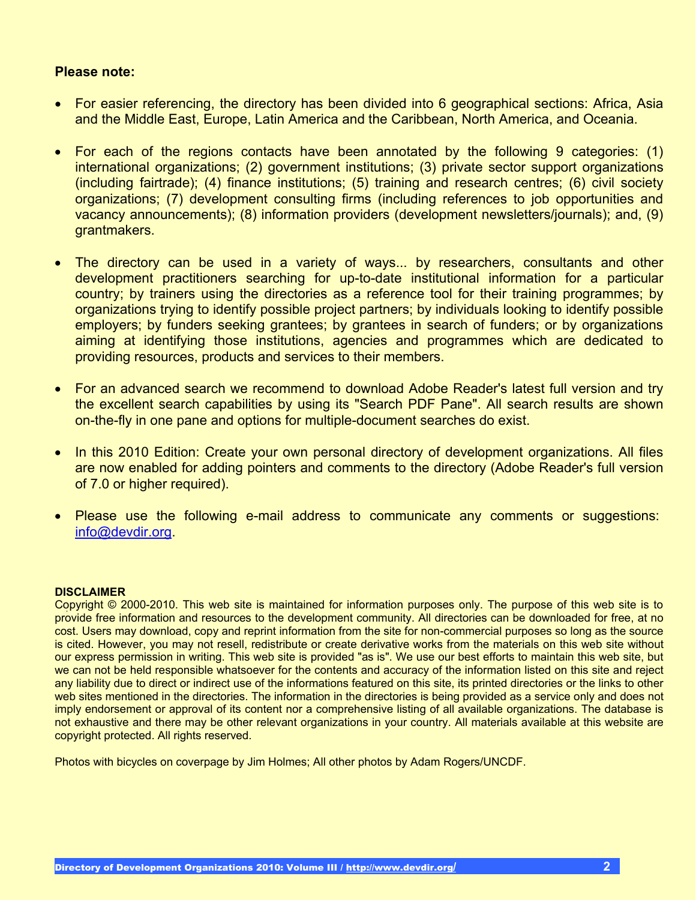**Please note:**

- For easier referencing, the directory has been divided into 6 geographical sections: Africa, Asia and the Middle East, Europe, Latin America and the Caribbean, North America, and Oceania.
- For each of the regions contacts have been annotated by the following 9 categories: (1) international organizations; (2) government institutions; (3) private sector support organizations (including fairtrade); (4) finance institutions; (5) training and research centres; (6) civil society organizations; (7) development consulting firms (including references to job opportunities and vacancy announcements); (8) information providers (development newsletters/journals); and, (9) grantmakers.
- The directory can be used in a variety of ways... by researchers, consultants and other development practitioners searching for up-to-date institutional information for a particular country; by trainers using the directories as a reference tool for their training programmes; by organizations trying to identify possible project partners; by individuals looking to identify possible employers; by funders seeking grantees; by grantees in search of funders; or by organizations aiming at identifying those institutions, agencies and programmes which are dedicated to providing resources, products and services to their members.
- For an advanced search we recommend to download Adobe Reader's latest full version and try the excellent search capabilities by using its "Search PDF Pane". All search results are shown on-the-fly in one pane and options for multiple-document searches do exist.
- In this 2010 Edition: Create your own personal directory of development organizations. All files are now enabled for adding pointers and comments to the directory (Adobe Reader's full version of 7.0 or higher required).
- Please use the following e-mail address to communicate any comments or suggestions: info@devdir.org.

**DISCLAIMER**

Copyright © 2000-2010. This web site is maintained for information purposes only. The purpose of this web site is to provide free information and resources to the development community. All directories can be downloaded for free, at no cost. Users may download, copy and reprint information from the site for non-commercial purposes so long as the source is cited. However, you may not resell, redistribute or create derivative works from the materials on this web site without our express permission in writing. This web site is provided "as is". We use our best efforts to maintain this web site, but we can not be held responsible whatsoever for the contents and accuracy of the information listed on this site and reject any liability due to direct or indirect use of the informations featured on this site, its printed directories or the links to other web sites mentioned in the directories. The information in the directories is being provided as a service only and does not imply endorsement or approval of its content nor a comprehensive listing of all available organizations. The database is not exhaustive and there may be other relevant organizations in your country. All materials available at this website are copyright protected. All rights reserved.

Photos with bicycles on coverpage by Jim Holmes; All other photos by Adam Rogers/UNCDF.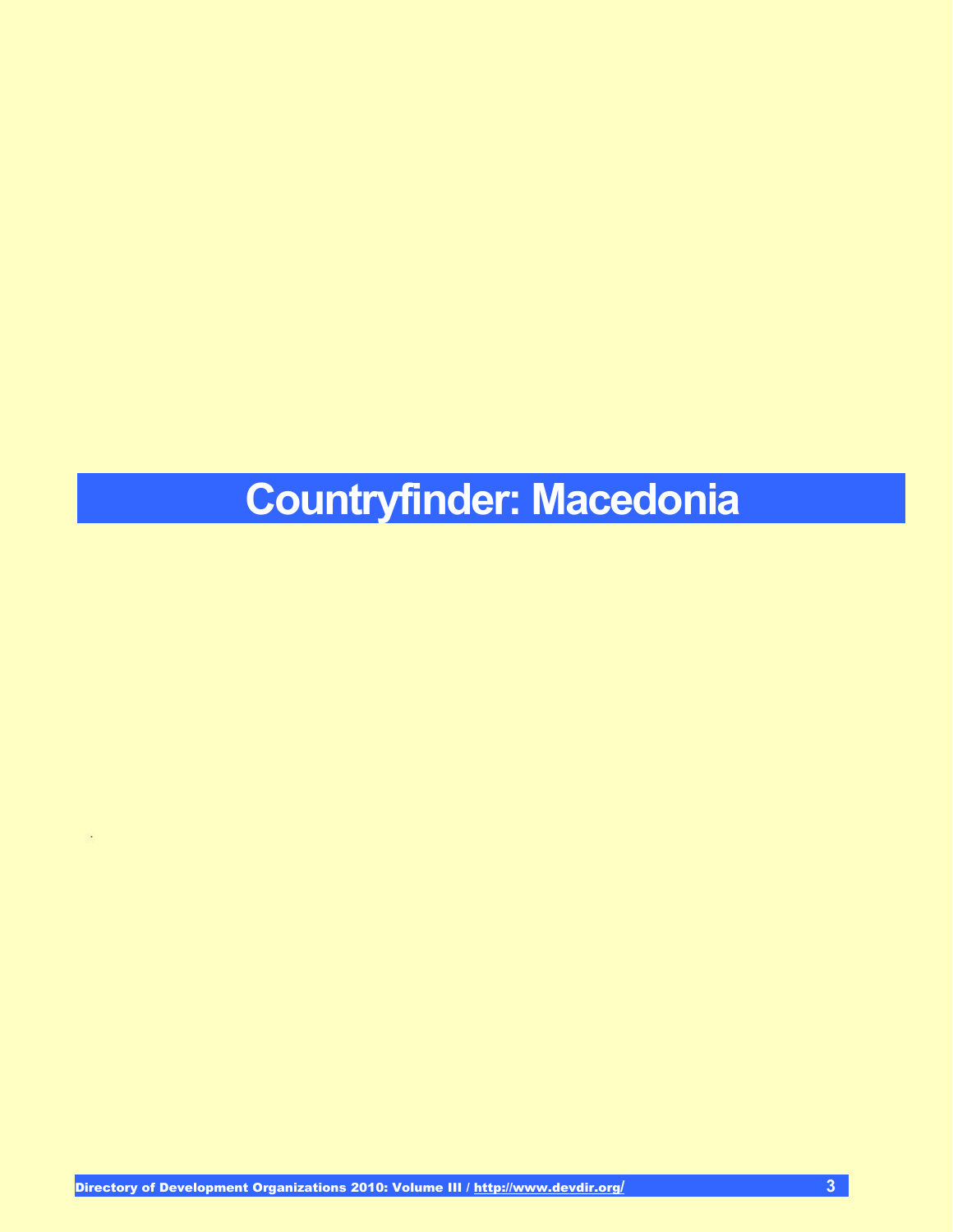# Countryfinder: Macedonia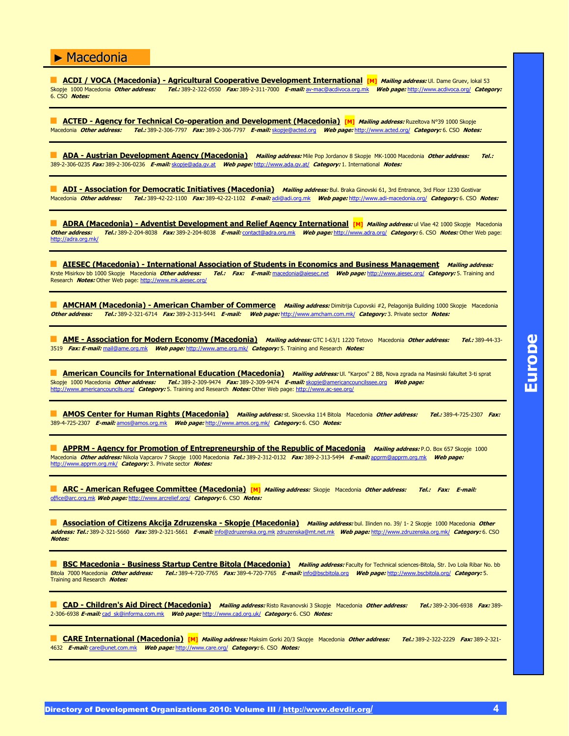# ► Macedonia

**ACDI / VOCA (Macedonia) - Agricultural Cooperative Development International** [M] ***Mailing address:*** Ul. Dame Gruev, lokal 53 Skopje 1000 Macedonia ***Other address:*** ***Tel.:*** 389-2-322-0550 ***Fax:*** 389-2-311-7000 ***E-mail:*** av-mac@acdivoca.org.mk ***Web page:*** http://www.acdivoca.org/ ***Category:*** 6. CSO ***Notes:***

---

**ACTED - Agency for Technical Co-operation and Development (Macedonia)** [M] ***Mailing address:*** Ruzeltova N°39 1000 Skopje Macedonia ***Other address:*** ***Tel.:*** 389-2-306-7797 ***Fax:*** 389-2-306-7797 ***E-mail:*** skopje@acted.org ***Web page:*** http://www.acted.org/ ***Category:*** 6. CSO ***Notes:***

---

**ADA - Austrian Development Agency (Macedonia)** ***Mailing address:*** Mile Pop Jordanov 8 Skopje MK-1000 Macedonia ***Other address:*** ***Tel.:*** 389-2-306-0235 ***Fax:*** 389-2-306-0236 ***E-mail:*** skopje@ada.gv.at ***Web page:*** http://www.ada.gv.at/ ***Category:*** 1. International ***Notes:***

---

**ADI - Association for Democratic Initiatives (Macedonia)** ***Mailing address:*** Bul. Braka Ginovski 61, 3rd Entrance, 3rd Floor 1230 Gostivar Macedonia ***Other address:*** ***Tel.:*** 389-42-22-1100 ***Fax:*** 389-42-22-1102 ***E-mail:*** adi@adi.org.mk ***Web page:*** http://www.adi-macedonia.org/ ***Category:*** 6. CSO ***Notes:***

---

**ADRA (Macedonia) - Adventist Development and Relief Agency International** [M] ***Mailing address:*** ul Vlae 42 1000 Skopje Macedonia ***Other address:*** ***Tel.:*** 389-2-204-8038 ***Fax:*** 389-2-204-8038 ***E-mail:*** contact@adra.org.mk ***Web page:*** http://www.adra.org/ ***Category:*** 6. CSO ***Notes:*** Other Web page: http://adra.org.mk/

---

**AIESEC (Macedonia) - International Association of Students in Economics and Business Management** ***Mailing address:*** Krste Misirkov bb 1000 Skopje Macedonia ***Other address:*** ***Tel.:*** ***Fax:*** ***E-mail:*** macedonia@aiesec.net ***Web page:*** http://www.aiesec.org/ ***Category:*** 5. Training and Research ***Notes:*** Other Web page: http://www.mk.aiesec.org/

---

**AMCHAM (Macedonia) - American Chamber of Commerce** ***Mailing address:*** Dimitrija Cupovski #2, Pelagonija Building 1000 Skopje Macedonia ***Other address:*** ***Tel.:*** 389-2-321-6714 ***Fax:*** 389-2-313-5441 ***E-mail:*** ***Web page:*** http://www.amcham.com.mk/ ***Category:*** 3. Private sector ***Notes:***

---

**AME - Association for Modern Economy (Macedonia)** ***Mailing address:*** GTC I-63/1 1220 Tetovo Macedonia ***Other address:*** ***Tel.:*** 389-44-33-3519 ***Fax:*** ***E-mail:*** mail@ame.org.mk ***Web page:*** http://www.ame.org.mk/ ***Category:*** 5. Training and Research ***Notes:***

---

**American Councils for International Education (Macedonia)** ***Mailing address:*** Ul. "Karpos" 2 BB, Nova zgrada na Masinski fakultet 3-ti sprat Skopje 1000 Macedonia ***Other address:*** ***Tel.:*** 389-2-309-9474 ***Fax:*** 389-2-309-9474 ***E-mail:*** skopje@americancouncilssee.org ***Web page:*** http://www.americancouncils.org/ ***Category:*** 5. Training and Research ***Notes:*** Other Web page: http://www.ac-see.org/

---

**AMOS Center for Human Rights (Macedonia)** ***Mailing address:*** st. Skoevska 114 Bitola Macedonia ***Other address:*** ***Tel.:*** 389-4-725-2307 ***Fax:*** 389-4-725-2307 ***E-mail:*** amos@amos.org.mk ***Web page:*** http://www.amos.org.mk/ ***Category:*** 6. CSO ***Notes:***

---

**APPRM - Agency for Promotion of Entrepreneurship of the Republic of Macedonia** ***Mailing address:*** P.O. Box 657 Skopje 1000 Macedonia ***Other address:*** Nikola Vapcarov 7 Skopje 1000 Macedonia ***Tel.:*** 389-2-312-0132 ***Fax:*** 389-2-313-5494 ***E-mail:*** apprm@apprm.org.mk ***Web page:*** http://www.apprm.org.mk/ ***Category:*** 3. Private sector ***Notes:***

---

**ARC - American Refugee Committee (Macedonia)** [M] ***Mailing address:*** Skopje Macedonia ***Other address:*** ***Tel.:*** ***Fax:*** ***E-mail:*** office@arc.org.mk ***Web page:*** http://www.arcrelief.org/ ***Category:*** 6. CSO ***Notes:***

---

**Association of Citizens Akcija Zdruzenska - Skopje (Macedonia)** ***Mailing address:*** bul. Ilinden no. 39/ 1- 2 Skopje 1000 Macedonia ***Other address:*** ***Tel.:*** 389-2-321-5660 ***Fax:*** 389-2-321-5661 ***E-mail:*** info@zdruzenska.org.mk zdruzenska@mt.net.mk ***Web page:*** http://www.zdruzenska.org.mk/ ***Category:*** 6. CSO ***Notes:***

---

**BSC Macedonia - Business Startup Centre Bitola (Macedonia)** ***Mailing address:*** Faculty for Technical sciences-Bitola, Str. Ivo Lola Ribar No. bb Bitola 7000 Macedonia ***Other address:*** ***Tel.:*** 389-4-720-7765 ***Fax:*** 389-4-720-7765 ***E-mail:*** info@bscbitola.org ***Web page:*** http://www.bscbitola.org/ ***Category:*** 5. Training and Research ***Notes:***

---

**CAD - Children's Aid Direct (Macedonia)** ***Mailing address:*** Risto Ravanovski 3 Skopje Macedonia ***Other address:*** ***Tel.:*** 389-2-306-6938 ***Fax:*** 389-2-306-6938 ***E-mail:*** cad_sk@informa.com.mk ***Web page:*** http://www.cad.org.uk/ ***Category:*** 6. CSO ***Notes:***

---

**CARE International (Macedonia)** [M] ***Mailing address:*** Maksim Gorki 20/3 Skopje Macedonia ***Other address:*** ***Tel.:*** 389-2-322-2229 ***Fax:*** 389-2-321-4632 ***E-mail:*** care@unet.com.mk ***Web page:*** http://www.care.org/ ***Category:*** 6. CSO ***Notes:***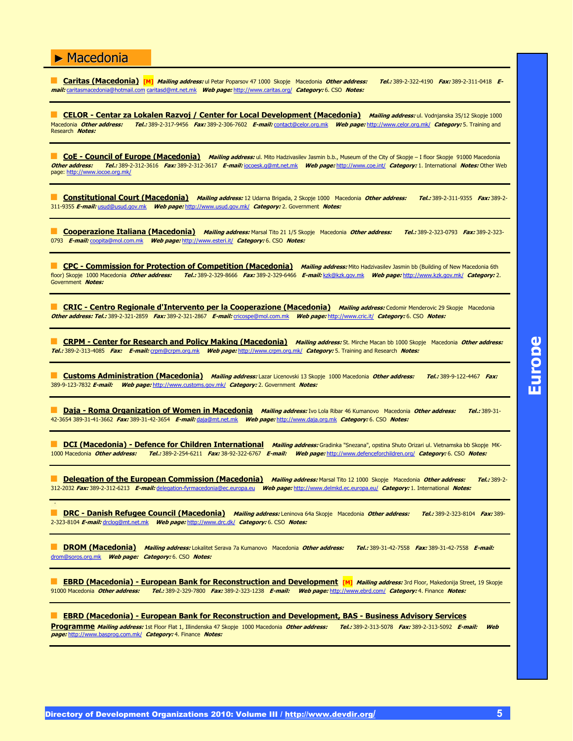## ► Macedonia

**Caritas (Macedonia)** **[M]** ***Mailing address:*** ul Petar Poparsov 47 1000 Skopje Macedonia ***Other address:*** ***Tel.:*** 389-2-322-4190 ***Fax:*** 389-2-311-0418 ***E-mail:*** caritasmacedonia@hotmail.com caritasd@mt.net.mk ***Web page:*** http://www.caritas.org/ ***Category:*** 6. CSO ***Notes:***

---

**CELOR - Centar za Lokalen Razvoj / Center for Local Development (Macedonia)** ***Mailing address:*** ul. Vodnjanska 35/12 Skopje 1000 Macedonia ***Other address:*** ***Tel.:*** 389-2-317-9456 ***Fax:*** 389-2-306-7602 ***E-mail:*** contact@celor.org.mk ***Web page:*** http://www.celor.org.mk/ ***Category:*** 5. Training and Research ***Notes:***

---

**CoE - Council of Europe (Macedonia)** ***Mailing address:*** ul. Mito Hadzivasilev Jasmin b.b., Museum of the City of Skopje – I floor Skopje 91000 Macedonia ***Other address:*** ***Tel.:*** 389-2-312-3616 ***Fax:*** 389-2-312-3617 ***E-mail:*** iocoesk.g@mt.net.mk ***Web page:*** http://www.coe.int/ ***Category:*** 1. International ***Notes:*** Other Web page: http://www.iocoe.org.mk/

---

**Constitutional Court (Macedonia)** ***Mailing address:*** 12 Udarna Brigada, 2 Skopje 1000 Macedonia ***Other address:*** ***Tel.:*** 389-2-311-9355 ***Fax:*** 389-2-311-9355 ***E-mail:*** usud@usud.gov.mk ***Web page:*** http://www.usud.gov.mk/ ***Category:*** 2. Government ***Notes:***

---

**Cooperazione Italiana (Macedonia)** ***Mailing address:*** Marsal Tito 21 1/5 Skopje Macedonia ***Other address:*** ***Tel.:*** 389-2-323-0793 ***Fax:*** 389-2-323-0793 ***E-mail:*** coopita@mol.com.mk ***Web page:*** http://www.esteri.it/ ***Category:*** 6. CSO ***Notes:***

---

**CPC - Commission for Protection of Competition (Macedonia)** ***Mailing address:*** Mito Hadzivasilev Jasmin bb (Building of New Macedonia 6th floor) Skopje 1000 Macedonia ***Other address:*** ***Tel.:*** 389-2-329-8666 ***Fax:*** 389-2-329-6466 ***E-mail:*** kzk@kzk.gov.mk ***Web page:*** http://www.kzk.gov.mk/ ***Category:*** 2. Government ***Notes:***

---

**CRIC - Centro Regionale d'Intervento per la Cooperazione (Macedonia)** ***Mailing address:*** Cedomir Menderovic 29 Skopje Macedonia ***Other address:*** ***Tel.:*** 389-2-321-2859 ***Fax:*** 389-2-321-2867 ***E-mail:*** cricospe@mol.com.mk ***Web page:*** http://www.cric.it/ ***Category:*** 6. CSO ***Notes:***

---

**CRPM - Center for Research and Policy Making (Macedonia)** ***Mailing address:*** St. Mirche Macan bb 1000 Skopje Macedonia ***Other address:*** ***Tel.:*** 389-2-313-4085 ***Fax:*** ***E-mail:*** crpm@crpm.org.mk ***Web page:*** http://www.crpm.org.mk/ ***Category:*** 5. Training and Research ***Notes:***

---

**Customs Administration (Macedonia)** ***Mailing address:*** Lazar Licenovski 13 Skopje 1000 Macedonia ***Other address:*** ***Tel.:*** 389-9-122-4467 ***Fax:*** 389-9-123-7832 ***E-mail:*** ***Web page:*** http://www.customs.gov.mk/ ***Category:*** 2. Government ***Notes:***

---

**Daja - Roma Organization of Women in Macedonia** ***Mailing address:*** Ivo Lola Ribar 46 Kumanovo Macedonia ***Other address:*** ***Tel.:*** 389-31-42-3654 389-31-41-3662 ***Fax:*** 389-31-42-3654 ***E-mail:*** daja@mt.net.mk ***Web page:*** http://www.daja.org.mk ***Category:*** 6. CSO ***Notes:***

---

**DCI (Macedonia) - Defence for Children International** ***Mailing address:*** Gradinka "Snezana", opstina Shuto Orizari ul. Vietnamska bb Skopje MK-1000 Macedonia ***Other address:*** ***Tel.:*** 389-2-254-6211 ***Fax:*** 38-92-322-6767 ***E-mail:*** ***Web page:*** http://www.defenceforchildren.org/ ***Category:*** 6. CSO ***Notes:***

---

**Delegation of the European Commission (Macedonia)** ***Mailing address:*** Marsal Tito 12 1000 Skopje Macedonia ***Other address:*** ***Tel.:*** 389-2-312-2032 ***Fax:*** 389-2-312-6213 ***E-mail:*** delegation-fyrmacedonia@ec.europa.eu ***Web page:*** http://www.delmkd.ec.europa.eu/ ***Category:*** 1. International ***Notes:***

---

**DRC - Danish Refugee Council (Macedonia)** ***Mailing address:*** Leninova 64a Skopje Macedonia ***Other address:*** ***Tel.:*** 389-2-323-8104 ***Fax:*** 389-2-323-8104 ***E-mail:*** drclog@mt.net.mk ***Web page:*** http://www.drc.dk/ ***Category:*** 6. CSO ***Notes:***

---

**DROM (Macedonia)** ***Mailing address:*** Lokalitet Serava 7a Kumanovo Macedonia ***Other address:*** ***Tel.:*** 389-31-42-7558 ***Fax:*** 389-31-42-7558 ***E-mail:*** drom@soros.org.mk ***Web page:*** ***Category:*** 6. CSO ***Notes:***

---

**EBRD (Macedonia) - European Bank for Reconstruction and Development** **[M]** ***Mailing address:*** 3rd Floor, Makedonija Street, 19 Skopje 91000 Macedonia ***Other address:*** ***Tel.:*** 389-2-329-7800 ***Fax:*** 389-2-323-1238 ***E-mail:*** ***Web page:*** http://www.ebrd.com/ ***Category:*** 4. Finance ***Notes:***

---

**EBRD (Macedonia) - European Bank for Reconstruction and Development, BAS - Business Advisory Services Programme** ***Mailing address:*** 1st Floor Flat 1, Illindenska 47 Skopje 1000 Macedonia ***Other address:*** ***Tel.:*** 389-2-313-5078 ***Fax:*** 389-2-313-5092 ***E-mail:*** ***Web page:*** http://www.basprog.com.mk/ ***Category:*** 4. Finance ***Notes:***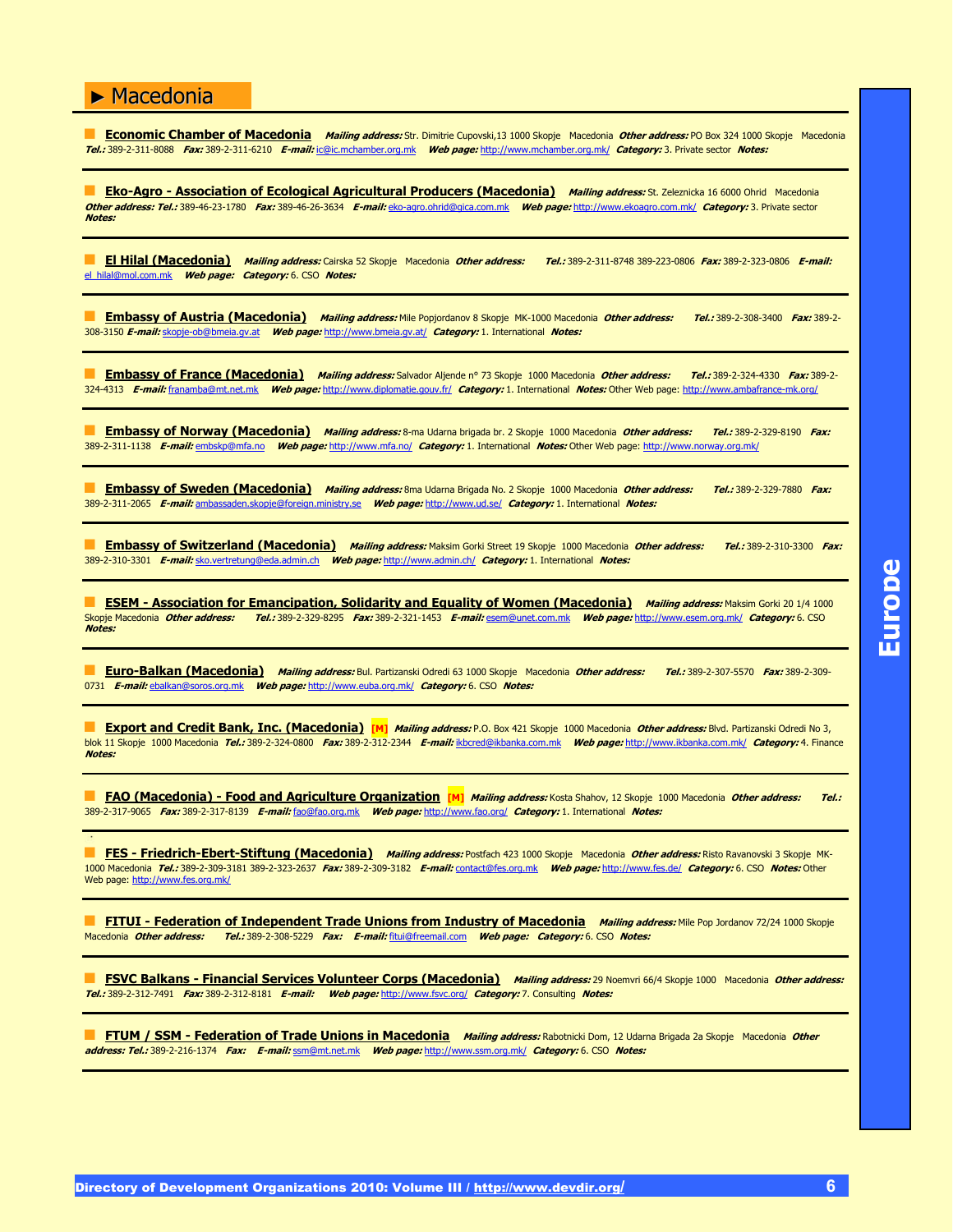## ► Macedonia

**Economic Chamber of Macedonia** ***Mailing address:*** Str. Dimitrie Cupovski,13 1000 Skopje Macedonia ***Other address:*** PO Box 324 1000 Skopje Macedonia ***Tel.:*** 389-2-311-8088 ***Fax:*** 389-2-311-6210 ***E-mail:*** ic@ic.mchamber.org.mk ***Web page:*** http://www.mchamber.org.mk/ ***Category:*** 3. Private sector ***Notes:***

---

**Eko-Agro - Association of Ecological Agricultural Producers (Macedonia)** ***Mailing address:*** St. Zeleznicka 16 6000 Ohrid Macedonia ***Other address:*** ***Tel.:*** 389-46-23-1780 ***Fax:*** 389-46-26-3634 ***E-mail:*** eko-agro.ohrid@gica.com.mk ***Web page:*** http://www.ekoagro.com.mk/ ***Category:*** 3. Private sector ***Notes:***

---

**El Hilal (Macedonia)** ***Mailing address:*** Cairska 52 Skopje Macedonia ***Other address:*** ***Tel.:*** 389-2-311-8748 389-223-0806 ***Fax:*** 389-2-323-0806 ***E-mail:*** el_hilal@mol.com.mk ***Web page:*** ***Category:*** 6. CSO ***Notes:***

---

**Embassy of Austria (Macedonia)** ***Mailing address:*** Mile Popjordanov 8 Skopje MK-1000 Macedonia ***Other address:*** ***Tel.:*** 389-2-308-3400 ***Fax:*** 389-2-308-3150 ***E-mail:*** skopje-ob@bmeia.gv.at ***Web page:*** http://www.bmeia.gv.at/ ***Category:*** 1. International ***Notes:***

---

**Embassy of France (Macedonia)** ***Mailing address:*** Salvador Aljende n° 73 Skopje 1000 Macedonia ***Other address:*** ***Tel.:*** 389-2-324-4330 ***Fax:*** 389-2-324-4313 ***E-mail:*** franamba@mt.net.mk ***Web page:*** http://www.diplomatie.gouv.fr/ ***Category:*** 1. International ***Notes:*** Other Web page: http://www.ambafrance-mk.org/

---

**Embassy of Norway (Macedonia)** ***Mailing address:*** 8-ma Udarna brigada br. 2 Skopje 1000 Macedonia ***Other address:*** ***Tel.:*** 389-2-329-8190 ***Fax:*** 389-2-311-1138 ***E-mail:*** embskp@mfa.no ***Web page:*** http://www.mfa.no/ ***Category:*** 1. International ***Notes:*** Other Web page: http://www.norway.org.mk/

---

**Embassy of Sweden (Macedonia)** ***Mailing address:*** 8ma Udarna Brigada No. 2 Skopje 1000 Macedonia ***Other address:*** ***Tel.:*** 389-2-329-7880 ***Fax:*** 389-2-311-2065 ***E-mail:*** ambassaden.skopje@foreign.ministry.se ***Web page:*** http://www.ud.se/ ***Category:*** 1. International ***Notes:***

---

**Embassy of Switzerland (Macedonia)** ***Mailing address:*** Maksim Gorki Street 19 Skopje 1000 Macedonia ***Other address:*** ***Tel.:*** 389-2-310-3300 ***Fax:*** 389-2-310-3301 ***E-mail:*** sko.vertretung@eda.admin.ch ***Web page:*** http://www.admin.ch/ ***Category:*** 1. International ***Notes:***

---

**ESEM - Association for Emancipation, Solidarity and Equality of Women (Macedonia)** ***Mailing address:*** Maksim Gorki 20 1/4 1000 Skopje Macedonia ***Other address:*** ***Tel.:*** 389-2-329-8295 ***Fax:*** 389-2-321-1453 ***E-mail:*** esem@unet.com.mk ***Web page:*** http://www.esem.org.mk/ ***Category:*** 6. CSO ***Notes:***

---

**Euro-Balkan (Macedonia)** ***Mailing address:*** Bul. Partizanski Odredi 63 1000 Skopje Macedonia ***Other address:*** ***Tel.:*** 389-2-307-5570 ***Fax:*** 389-2-309-0731 ***E-mail:*** ebalkan@soros.org.mk ***Web page:*** http://www.euba.org.mk/ ***Category:*** 6. CSO ***Notes:***

---

**Export and Credit Bank, Inc. (Macedonia)** [M] ***Mailing address:*** P.O. Box 421 Skopje 1000 Macedonia ***Other address:*** Blvd. Partizanski Odredi No 3, blok 11 Skopje 1000 Macedonia ***Tel.:*** 389-2-324-0800 ***Fax:*** 389-2-312-2344 ***E-mail:*** ikbcred@ikbanka.com.mk ***Web page:*** http://www.ikbanka.com.mk/ ***Category:*** 4. Finance ***Notes:***

---

**FAO (Macedonia) - Food and Agriculture Organization** [M] ***Mailing address:*** Kosta Shahov, 12 Skopje 1000 Macedonia ***Other address:*** ***Tel.:*** 389-2-317-9065 ***Fax:*** 389-2-317-8139 ***E-mail:*** fao@fao.org.mk ***Web page:*** http://www.fao.org/ ***Category:*** 1. International ***Notes:***

---

**FES - Friedrich-Ebert-Stiftung (Macedonia)** ***Mailing address:*** Postfach 423 1000 Skopje Macedonia ***Other address:*** Risto Ravanovski 3 Skopje MK-1000 Macedonia ***Tel.:*** 389-2-309-3181 389-2-323-2637 ***Fax:*** 389-2-309-3182 ***E-mail:*** contact@fes.org.mk ***Web page:*** http://www.fes.de/ ***Category:*** 6. CSO ***Notes:*** Other Web page: http://www.fes.org.mk/

---

**FITUI - Federation of Independent Trade Unions from Industry of Macedonia** ***Mailing address:*** Mile Pop Jordanov 72/24 1000 Skopje Macedonia ***Other address:*** ***Tel.:*** 389-2-308-5229 ***Fax:*** ***E-mail:*** fitui@freemail.com ***Web page:*** ***Category:*** 6. CSO ***Notes:***

---

**FSVC Balkans - Financial Services Volunteer Corps (Macedonia)** ***Mailing address:*** 29 Noemvri 66/4 Skopje 1000 Macedonia ***Other address:*** ***Tel.:*** 389-2-312-7491 ***Fax:*** 389-2-312-8181 ***E-mail:*** ***Web page:*** http://www.fsvc.org/ ***Category:*** 7. Consulting ***Notes:***

---

**FTUM / SSM - Federation of Trade Unions in Macedonia** ***Mailing address:*** Rabotnicki Dom, 12 Udarna Brigada 2a Skopje Macedonia ***Other address:*** ***Tel.:*** 389-2-216-1374 ***Fax:*** ***E-mail:*** ssm@mt.net.mk ***Web page:*** http://www.ssm.org.mk/ ***Category:*** 6. CSO ***Notes:***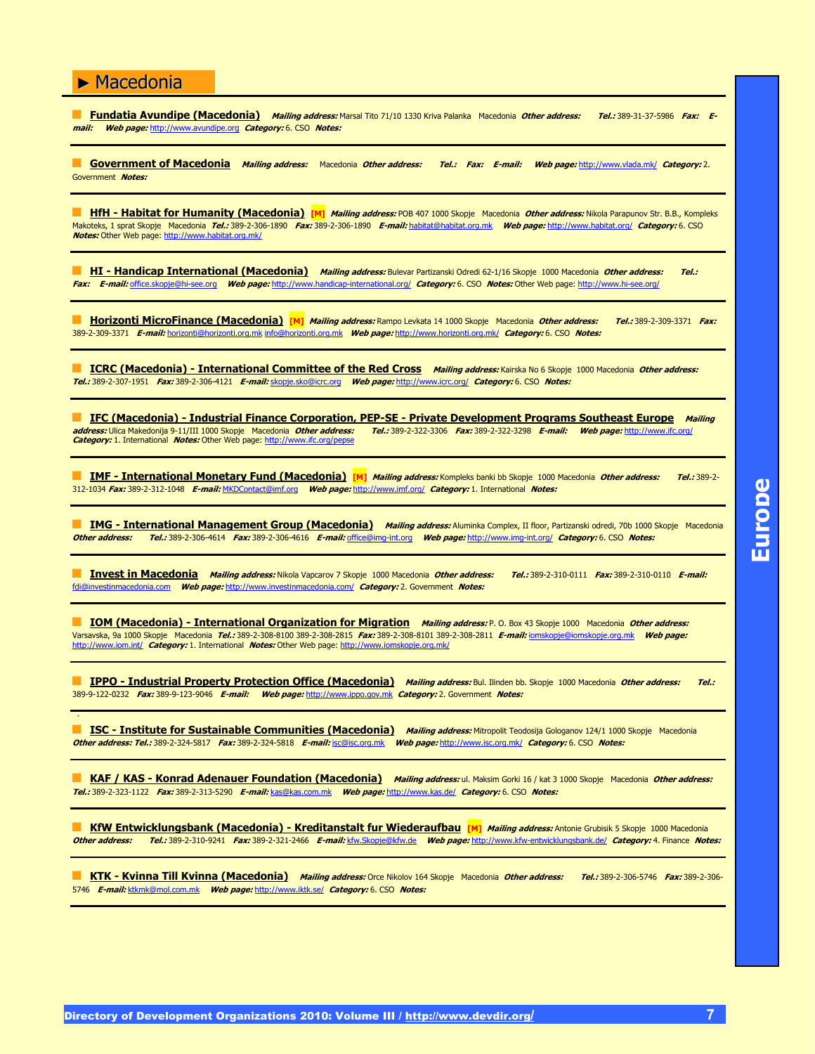# ► Macedonia

**Fundatia Avundipe (Macedonia)** ***Mailing address:*** Marsal Tito 71/10 1330 Kriva Palanka Macedonia ***Other address:*** ***Tel.:*** 389-31-37-5986 ***Fax:*** ***E-mail:*** ***Web page:*** http://www.avundipe.org ***Category:*** 6. CSO ***Notes:***

---

**Government of Macedonia** ***Mailing address:*** Macedonia ***Other address:*** ***Tel.:*** ***Fax:*** ***E-mail:*** ***Web page:*** http://www.vlada.mk/ ***Category:*** 2. Government ***Notes:***

---

**HfH - Habitat for Humanity (Macedonia)** [M] ***Mailing address:*** POB 407 1000 Skopje Macedonia ***Other address:*** Nikola Parapunov Str. B.B., Kompleks Makoteks, 1 sprat Skopje Macedonia ***Tel.:*** 389-2-306-1890 ***Fax:*** 389-2-306-1890 ***E-mail:*** habitat@habitat.org.mk ***Web page:*** http://www.habitat.org/ ***Category:*** 6. CSO ***Notes:*** Other Web page: http://www.habitat.org.mk/

---

**HI - Handicap International (Macedonia)** ***Mailing address:*** Bulevar Partizanski Odredi 62-1/16 Skopje 1000 Macedonia ***Other address:*** ***Tel.:*** ***Fax:*** ***E-mail:*** office.skopje@hi-see.org ***Web page:*** http://www.handicap-international.org/ ***Category:*** 6. CSO ***Notes:*** Other Web page: http://www.hi-see.org/

---

**Horizonti MicroFinance (Macedonia)** [M] ***Mailing address:*** Rampo Levkata 14 1000 Skopje Macedonia ***Other address:*** ***Tel.:*** 389-2-309-3371 ***Fax:*** 389-2-309-3371 ***E-mail:*** horizonti@horizonti.org.mk info@horizonti.org.mk ***Web page:*** http://www.horizonti.org.mk/ ***Category:*** 6. CSO ***Notes:***

---

**ICRC (Macedonia) - International Committee of the Red Cross** ***Mailing address:*** Kairska No 6 Skopje 1000 Macedonia ***Other address:*** ***Tel.:*** 389-2-307-1951 ***Fax:*** 389-2-306-4121 ***E-mail:*** skopje.sko@icrc.org ***Web page:*** http://www.icrc.org/ ***Category:*** 6. CSO ***Notes:***

---

**IFC (Macedonia) - Industrial Finance Corporation, PEP-SE - Private Development Programs Southeast Europe** ***Mailing address:*** Ulica Makedonija 9-11/III 1000 Skopje Macedonia ***Other address:*** ***Tel.:*** 389-2-322-3306 ***Fax:*** 389-2-322-3298 ***E-mail:*** ***Web page:*** http://www.ifc.org/ ***Category:*** 1. International ***Notes:*** Other Web page: http://www.ifc.org/pepse

---

**IMF - International Monetary Fund (Macedonia)** [M] ***Mailing address:*** Kompleks banki bb Skopje 1000 Macedonia ***Other address:*** ***Tel.:*** 389-2-312-1034 ***Fax:*** 389-2-312-1048 ***E-mail:*** MKDContact@imf.org ***Web page:*** http://www.imf.org/ ***Category:*** 1. International ***Notes:***

---

**IMG - International Management Group (Macedonia)** ***Mailing address:*** Aluminka Complex, II floor, Partizanski odredi, 70b 1000 Skopje Macedonia ***Other address:*** ***Tel.:*** 389-2-306-4614 ***Fax:*** 389-2-306-4616 ***E-mail:*** office@img-int.org ***Web page:*** http://www.img-int.org/ ***Category:*** 6. CSO ***Notes:***

---

**Invest in Macedonia** ***Mailing address:*** Nikola Vapcarov 7 Skopje 1000 Macedonia ***Other address:*** ***Tel.:*** 389-2-310-0111 ***Fax:*** 389-2-310-0110 ***E-mail:*** fdi@investinmacedonia.com ***Web page:*** http://www.investinmacedonia.com/ ***Category:*** 2. Government ***Notes:***

---

**IOM (Macedonia) - International Organization for Migration** ***Mailing address:*** P. O. Box 43 Skopje 1000 Macedonia ***Other address:*** Varsavska, 9a 1000 Skopje Macedonia ***Tel.:*** 389-2-308-8100 389-2-308-2815 ***Fax:*** 389-2-308-8101 389-2-308-2811 ***E-mail:*** iomskopje@iomskopje.org.mk ***Web page:*** http://www.iom.int/ ***Category:*** 1. International ***Notes:*** Other Web page: http://www.iomskopje.org.mk/

---

**IPPO - Industrial Property Protection Office (Macedonia)** ***Mailing address:*** Bul. Ilinden bb. Skopje 1000 Macedonia ***Other address:*** ***Tel.:*** 389-9-122-0232 ***Fax:*** 389-9-123-9046 ***E-mail:*** ***Web page:*** http://www.ippo.gov.mk ***Category:*** 2. Government ***Notes:***

---

**ISC - Institute for Sustainable Communities (Macedonia)** ***Mailing address:*** Mitropolit Teodosija Gologanov 124/1 1000 Skopje Macedonia ***Other address:*** ***Tel.:*** 389-2-324-5817 ***Fax:*** 389-2-324-5818 ***E-mail:*** isc@isc.org.mk ***Web page:*** http://www.isc.org.mk/ ***Category:*** 6. CSO ***Notes:***

---

**KAF / KAS - Konrad Adenauer Foundation (Macedonia)** ***Mailing address:*** ul. Maksim Gorki 16 / kat 3 1000 Skopje Macedonia ***Other address:*** ***Tel.:*** 389-2-323-1122 ***Fax:*** 389-2-313-5290 ***E-mail:*** kas@kas.com.mk ***Web page:*** http://www.kas.de/ ***Category:*** 6. CSO ***Notes:***

---

**KfW Entwicklungsbank (Macedonia) - Kreditanstalt fur Wiederaufbau** [M] ***Mailing address:*** Antonie Grubisik 5 Skopje 1000 Macedonia ***Other address:*** ***Tel.:*** 389-2-310-9241 ***Fax:*** 389-2-321-2466 ***E-mail:*** kfw.Skopje@kfw.de ***Web page:*** http://www.kfw-entwicklungsbank.de/ ***Category:*** 4. Finance ***Notes:***

---

**KTK - Kvinna Till Kvinna (Macedonia)** ***Mailing address:*** Orce Nikolov 164 Skopje Macedonia ***Other address:*** ***Tel.:*** 389-2-306-5746 ***Fax:*** 389-2-306-5746 ***E-mail:*** ktkmk@mol.com.mk ***Web page:*** http://www.iktk.se/ ***Category:*** 6. CSO ***Notes:***

---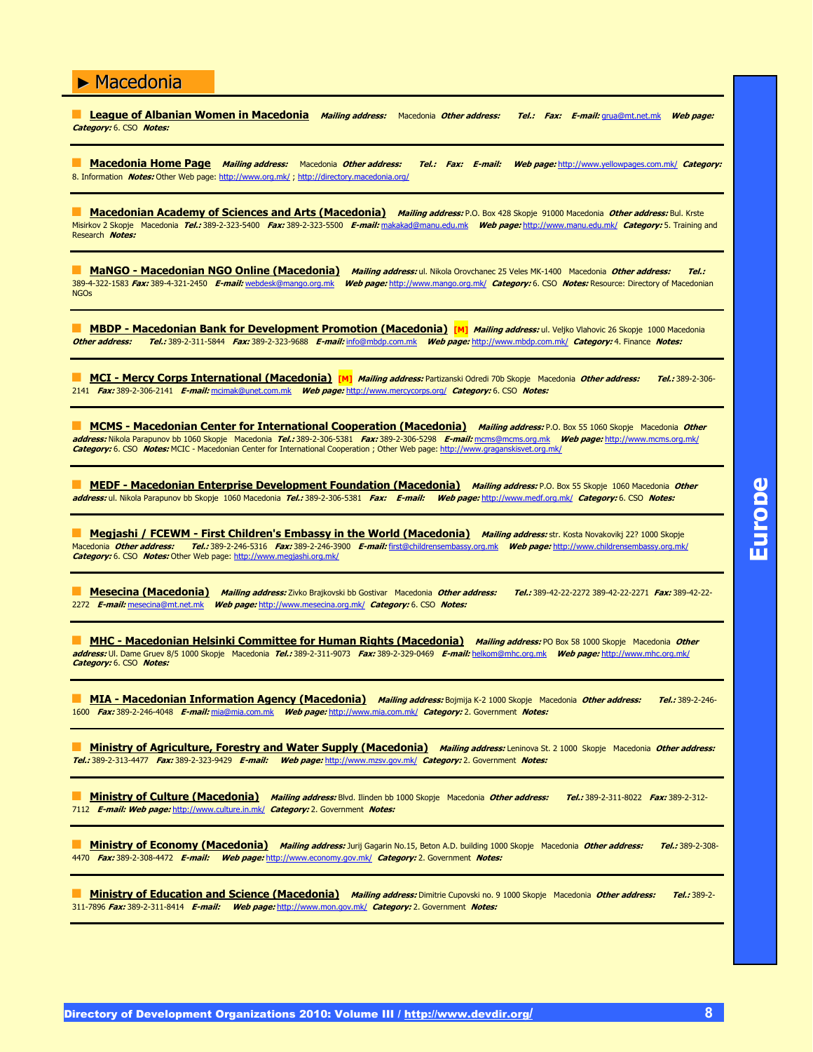# ► Macedonia

**League of Albanian Women in Macedonia** ***Mailing address:*** Macedonia ***Other address:*** ***Tel.:*** ***Fax:*** ***E-mail:*** grua@mt.net.mk ***Web page:*** ***Category:*** 6. CSO ***Notes:***

---

**Macedonia Home Page** ***Mailing address:*** Macedonia ***Other address:*** ***Tel.:*** ***Fax:*** ***E-mail:*** ***Web page:*** http://www.yellowpages.com.mk/ ***Category:*** 8. Information ***Notes:*** Other Web page: http://www.org.mk/ ; http://directory.macedonia.org/

---

**Macedonian Academy of Sciences and Arts (Macedonia)** ***Mailing address:*** P.O. Box 428 Skopje 91000 Macedonia ***Other address:*** Bul. Krste Misirkov 2 Skopje Macedonia ***Tel.:*** 389-2-323-5400 ***Fax:*** 389-2-323-5500 ***E-mail:*** makakad@manu.edu.mk ***Web page:*** http://www.manu.edu.mk/ ***Category:*** 5. Training and Research ***Notes:***

---

**MaNGO - Macedonian NGO Online (Macedonia)** ***Mailing address:*** ul. Nikola Orovchanec 25 Veles MK-1400 Macedonia ***Other address:*** ***Tel.:*** 389-4-322-1583 ***Fax:*** 389-4-321-2450 ***E-mail:*** webdesk@mango.org.mk ***Web page:*** http://www.mango.org.mk/ ***Category:*** 6. CSO ***Notes:*** Resource: Directory of Macedonian NGOs

---

**MBDP - Macedonian Bank for Development Promotion (Macedonia)** [M] ***Mailing address:*** ul. Veljko Vlahovic 26 Skopje 1000 Macedonia ***Other address:*** ***Tel.:*** 389-2-311-5844 ***Fax:*** 389-2-323-9688 ***E-mail:*** info@mbdp.com.mk ***Web page:*** http://www.mbdp.com.mk/ ***Category:*** 4. Finance ***Notes:***

---

**MCI - Mercy Corps International (Macedonia)** [M] ***Mailing address:*** Partizanski Odredi 70b Skopje Macedonia ***Other address:*** ***Tel.:*** 389-2-306-2141 ***Fax:*** 389-2-306-2141 ***E-mail:*** mcimak@unet.com.mk ***Web page:*** http://www.mercycorps.org/ ***Category:*** 6. CSO ***Notes:***

---

**MCMS - Macedonian Center for International Cooperation (Macedonia)** ***Mailing address:*** P.O. Box 55 1060 Skopje Macedonia ***Other address:*** Nikola Parapunov bb 1060 Skopje Macedonia ***Tel.:*** 389-2-306-5381 ***Fax:*** 389-2-306-5298 ***E-mail:*** mcms@mcms.org.mk ***Web page:*** http://www.mcms.org.mk/ ***Category:*** 6. CSO ***Notes:*** MCIC - Macedonian Center for International Cooperation ; Other Web page: http://www.graganskisvet.org.mk/

---

**MEDF - Macedonian Enterprise Development Foundation (Macedonia)** ***Mailing address:*** P.O. Box 55 Skopje 1060 Macedonia ***Other address:*** ul. Nikola Parapunov bb Skopje 1060 Macedonia ***Tel.:*** 389-2-306-5381 ***Fax:*** ***E-mail:*** ***Web page:*** http://www.medf.org.mk/ ***Category:*** 6. CSO ***Notes:***

---

**Megjashi / FCEWM - First Children's Embassy in the World (Macedonia)** ***Mailing address:*** str. Kosta Novakovikj 22? 1000 Skopje Macedonia ***Other address:*** ***Tel.:*** 389-2-246-5316 ***Fax:*** 389-2-246-3900 ***E-mail:*** first@childrensembassy.org.mk ***Web page:*** http://www.childrensembassy.org.mk/ ***Category:*** 6. CSO ***Notes:*** Other Web page: http://www.megjashi.org.mk/

---

**Mesecina (Macedonia)** ***Mailing address:*** Zivko Brajkovski bb Gostivar Macedonia ***Other address:*** ***Tel.:*** 389-42-22-2272 389-42-22-2271 ***Fax:*** 389-42-22-2272 ***E-mail:*** mesecina@mt.net.mk ***Web page:*** http://www.mesecina.org.mk/ ***Category:*** 6. CSO ***Notes:***

---

**MHC - Macedonian Helsinki Committee for Human Rights (Macedonia)** ***Mailing address:*** PO Box 58 1000 Skopje Macedonia ***Other address:*** Ul. Dame Gruev 8/5 1000 Skopje Macedonia ***Tel.:*** 389-2-311-9073 ***Fax:*** 389-2-329-0469 ***E-mail:*** helkom@mhc.org.mk ***Web page:*** http://www.mhc.org.mk/ ***Category:*** 6. CSO ***Notes:***

---

**MIA - Macedonian Information Agency (Macedonia)** ***Mailing address:*** Bojmija K-2 1000 Skopje Macedonia ***Other address:*** ***Tel.:*** 389-2-246-1600 ***Fax:*** 389-2-246-4048 ***E-mail:*** mia@mia.com.mk ***Web page:*** http://www.mia.com.mk/ ***Category:*** 2. Government ***Notes:***

---

**Ministry of Agriculture, Forestry and Water Supply (Macedonia)** ***Mailing address:*** Leninova St. 2 1000 Skopje Macedonia ***Other address:*** ***Tel.:*** 389-2-313-4477 ***Fax:*** 389-2-323-9429 ***E-mail:*** ***Web page:*** http://www.mzsv.gov.mk/ ***Category:*** 2. Government ***Notes:***

---

**Ministry of Culture (Macedonia)** ***Mailing address:*** Blvd. Ilinden bb 1000 Skopje Macedonia ***Other address:*** ***Tel.:*** 389-2-311-8022 ***Fax:*** 389-2-312-7112 ***E-mail:*** ***Web page:*** http://www.culture.in.mk/ ***Category:*** 2. Government ***Notes:***

---

**Ministry of Economy (Macedonia)** ***Mailing address:*** Jurij Gagarin No.15, Beton A.D. building 1000 Skopje Macedonia ***Other address:*** ***Tel.:*** 389-2-308-4470 ***Fax:*** 389-2-308-4472 ***E-mail:*** ***Web page:*** http://www.economy.gov.mk/ ***Category:*** 2. Government ***Notes:***

---

**Ministry of Education and Science (Macedonia)** ***Mailing address:*** Dimitrie Cupovski no. 9 1000 Skopje Macedonia ***Other address:*** ***Tel.:*** 389-2-311-7896 ***Fax:*** 389-2-311-8414 ***E-mail:*** ***Web page:*** http://www.mon.gov.mk/ ***Category:*** 2. Government ***Notes:***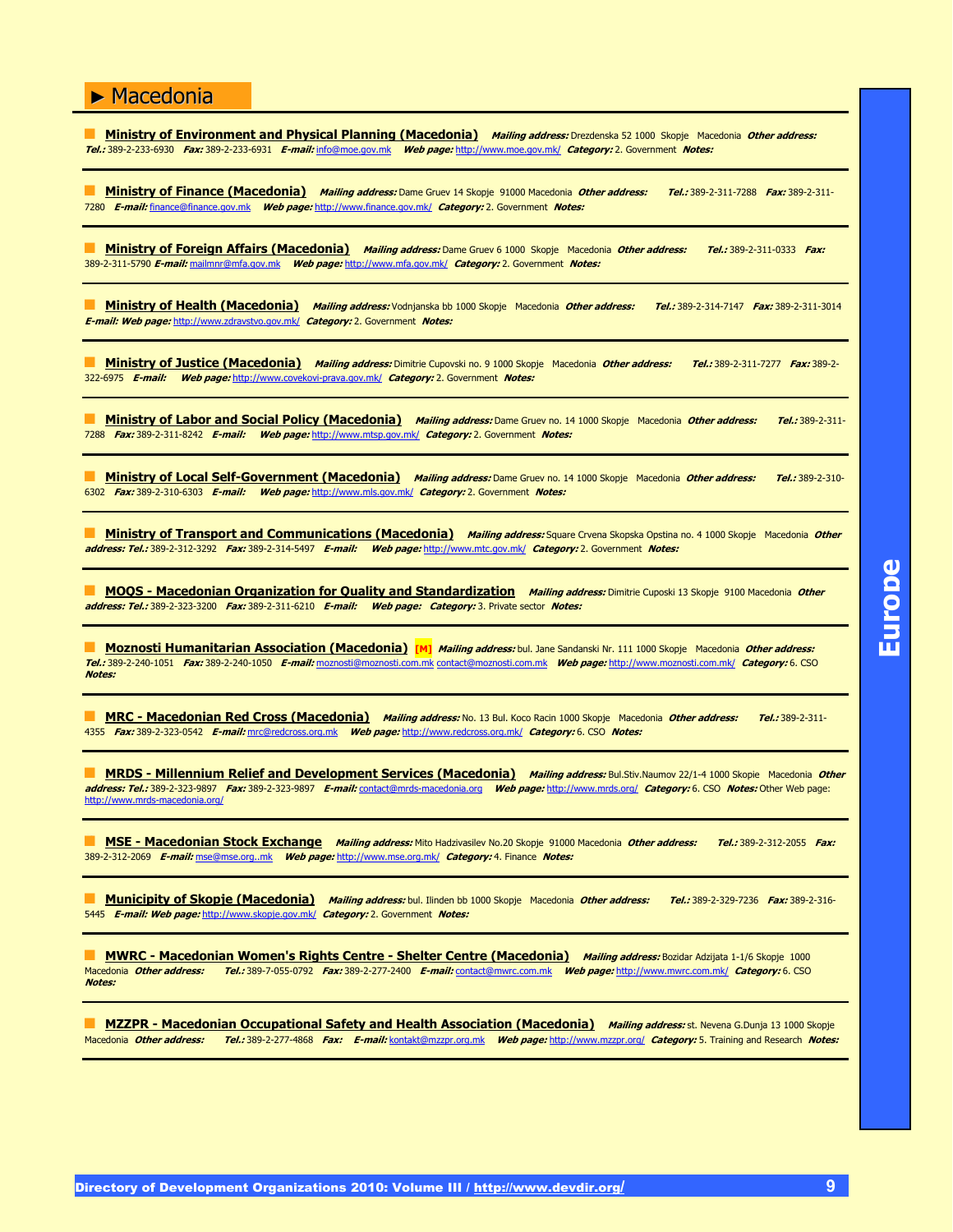# ► Macedonia

**Ministry of Environment and Physical Planning (Macedonia)** ***Mailing address:*** Drezdenska 52 1000 Skopje Macedonia ***Other address:*** ***Tel.:*** 389-2-233-6930 ***Fax:*** 389-2-233-6931 ***E-mail:*** info@moe.gov.mk ***Web page:*** http://www.moe.gov.mk/ ***Category:*** 2. Government ***Notes:***

---

**Ministry of Finance (Macedonia)** ***Mailing address:*** Dame Gruev 14 Skopje 91000 Macedonia ***Other address:*** ***Tel.:*** 389-2-311-7288 ***Fax:*** 389-2-311-7280 ***E-mail:*** finance@finance.gov.mk ***Web page:*** http://www.finance.gov.mk/ ***Category:*** 2. Government ***Notes:***

---

**Ministry of Foreign Affairs (Macedonia)** ***Mailing address:*** Dame Gruev 6 1000 Skopje Macedonia ***Other address:*** ***Tel.:*** 389-2-311-0333 ***Fax:*** 389-2-311-5790 ***E-mail:*** mailmnr@mfa.gov.mk ***Web page:*** http://www.mfa.gov.mk/ ***Category:*** 2. Government ***Notes:***

---

**Ministry of Health (Macedonia)** ***Mailing address:*** Vodnjanska bb 1000 Skopje Macedonia ***Other address:*** ***Tel.:*** 389-2-314-7147 ***Fax:*** 389-2-311-3014 ***E-mail:*** ***Web page:*** http://www.zdravstvo.gov.mk/ ***Category:*** 2. Government ***Notes:***

---

**Ministry of Justice (Macedonia)** ***Mailing address:*** Dimitrie Cupovski no. 9 1000 Skopje Macedonia ***Other address:*** ***Tel.:*** 389-2-311-7277 ***Fax:*** 389-2-322-6975 ***E-mail:*** ***Web page:*** http://www.covekovi-prava.gov.mk/ ***Category:*** 2. Government ***Notes:***

---

**Ministry of Labor and Social Policy (Macedonia)** ***Mailing address:*** Dame Gruev no. 14 1000 Skopje Macedonia ***Other address:*** ***Tel.:*** 389-2-311-7288 ***Fax:*** 389-2-311-8242 ***E-mail:*** ***Web page:*** http://www.mtsp.gov.mk/ ***Category:*** 2. Government ***Notes:***

---

**Ministry of Local Self-Government (Macedonia)** ***Mailing address:*** Dame Gruev no. 14 1000 Skopje Macedonia ***Other address:*** ***Tel.:*** 389-2-310-6302 ***Fax:*** 389-2-310-6303 ***E-mail:*** ***Web page:*** http://www.mls.gov.mk/ ***Category:*** 2. Government ***Notes:***

---

**Ministry of Transport and Communications (Macedonia)** ***Mailing address:*** Square Crvena Skopska Opstina no. 4 1000 Skopje Macedonia ***Other address:*** ***Tel.:*** 389-2-312-3292 ***Fax:*** 389-2-314-5497 ***E-mail:*** ***Web page:*** http://www.mtc.gov.mk/ ***Category:*** 2. Government ***Notes:***

---

**MOQS - Macedonian Organization for Quality and Standardization** ***Mailing address:*** Dimitrie Cuposki 13 Skopje 9100 Macedonia ***Other address:*** ***Tel.:*** 389-2-323-3200 ***Fax:*** 389-2-311-6210 ***E-mail:*** ***Web page:*** ***Category:*** 3. Private sector ***Notes:***

---

**Moznosti Humanitarian Association (Macedonia)** **[M]** ***Mailing address:*** bul. Jane Sandanski Nr. 111 1000 Skopje Macedonia ***Other address:*** ***Tel.:*** 389-2-240-1051 ***Fax:*** 389-2-240-1050 ***E-mail:*** moznosti@moznosti.com.mk contact@moznosti.com.mk ***Web page:*** http://www.moznosti.com.mk/ ***Category:*** 6. CSO ***Notes:***

---

**MRC - Macedonian Red Cross (Macedonia)** ***Mailing address:*** No. 13 Bul. Koco Racin 1000 Skopje Macedonia ***Other address:*** ***Tel.:*** 389-2-311-4355 ***Fax:*** 389-2-323-0542 ***E-mail:*** mrc@redcross.org.mk ***Web page:*** http://www.redcross.org.mk/ ***Category:*** 6. CSO ***Notes:***

---

**MRDS - Millennium Relief and Development Services (Macedonia)** ***Mailing address:*** Bul.Stiv.Naumov 22/1-4 1000 Skopje Macedonia ***Other address:*** ***Tel.:*** 389-2-323-9897 ***Fax:*** 389-2-323-9897 ***E-mail:*** contact@mrds-macedonia.org ***Web page:*** http://www.mrds.org/ ***Category:*** 6. CSO ***Notes:*** Other Web page: http://www.mrds-macedonia.org/

---

**MSE - Macedonian Stock Exchange** ***Mailing address:*** Mito Hadzivasilev No.20 Skopje 91000 Macedonia ***Other address:*** ***Tel.:*** 389-2-312-2055 ***Fax:*** 389-2-312-2069 ***E-mail:*** mse@mse.org..mk ***Web page:*** http://www.mse.org.mk/ ***Category:*** 4. Finance ***Notes:***

---

**Municipity of Skopje (Macedonia)** ***Mailing address:*** bul. Ilinden bb 1000 Skopje Macedonia ***Other address:*** ***Tel.:*** 389-2-329-7236 ***Fax:*** 389-2-316-5445 ***E-mail:*** ***Web page:*** http://www.skopje.gov.mk/ ***Category:*** 2. Government ***Notes:***

---

**MWRC - Macedonian Women's Rights Centre - Shelter Centre (Macedonia)** ***Mailing address:*** Bozidar Adzijata 1-1/6 Skopje 1000 Macedonia ***Other address:*** ***Tel.:*** 389-7-055-0792 ***Fax:*** 389-2-277-2400 ***E-mail:*** contact@mwrc.com.mk ***Web page:*** http://www.mwrc.com.mk/ ***Category:*** 6. CSO ***Notes:***

---

**MZZPR - Macedonian Occupational Safety and Health Association (Macedonia)** ***Mailing address:*** st. Nevena G.Dunja 13 1000 Skopje Macedonia ***Other address:*** ***Tel.:*** 389-2-277-4868 ***Fax:*** ***E-mail:*** kontakt@mzzpr.org.mk ***Web page:*** http://www.mzzpr.org/ ***Category:*** 5. Training and Research ***Notes:***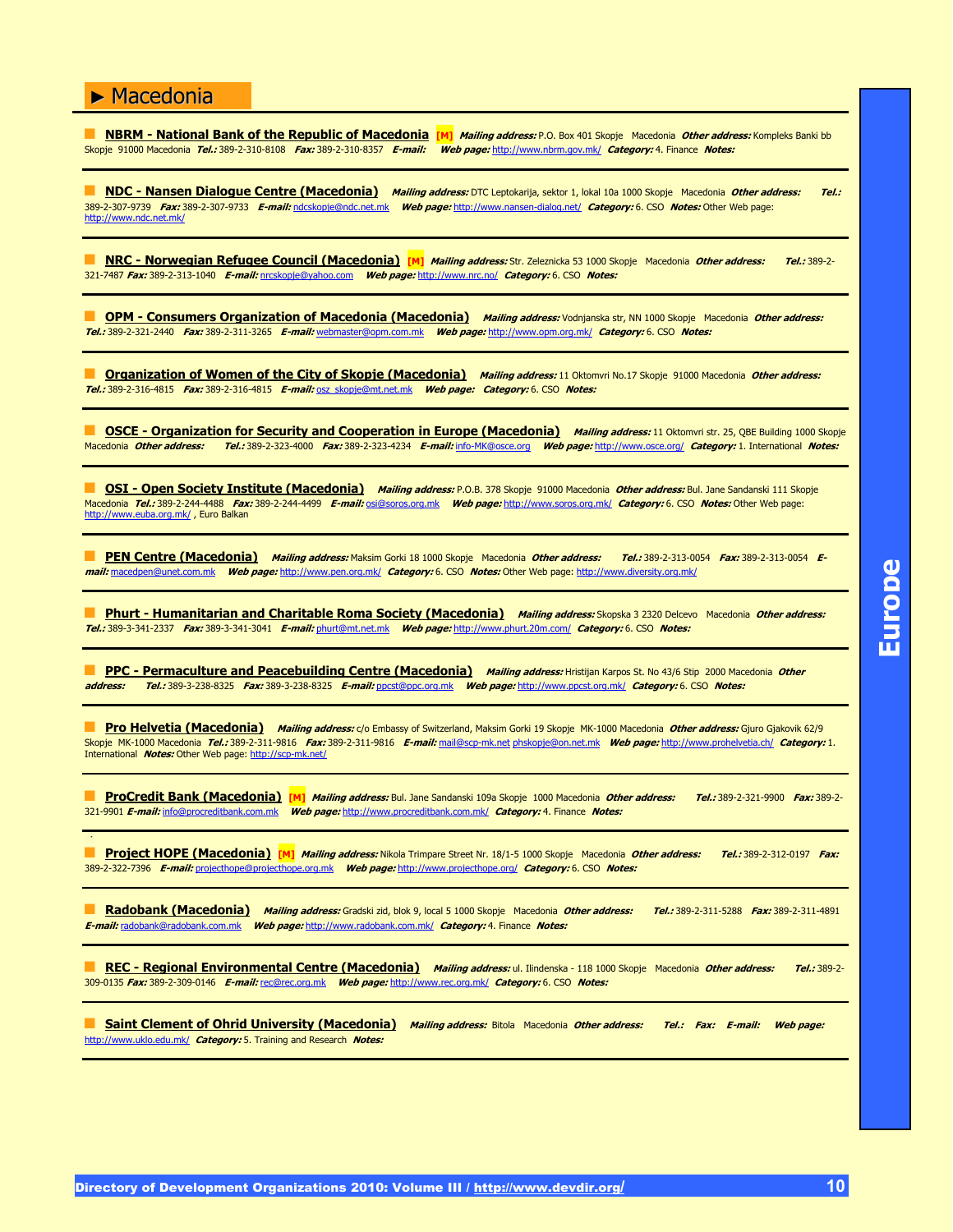## ► Macedonia

**NBRM - National Bank of the Republic of Macedonia** [M] ***Mailing address:*** P.O. Box 401 Skopje Macedonia ***Other address:*** Kompleks Banki bb Skopje 91000 Macedonia ***Tel.:*** 389-2-310-8108 ***Fax:*** 389-2-310-8357 ***E-mail:*** ***Web page:*** http://www.nbrm.gov.mk/ ***Category:*** 4. Finance ***Notes:***

---

**NDC - Nansen Dialogue Centre (Macedonia)** ***Mailing address:*** DTC Leptokarija, sektor 1, lokal 10a 1000 Skopje Macedonia ***Other address:*** ***Tel.:*** 389-2-307-9739 ***Fax:*** 389-2-307-9733 ***E-mail:*** ndcskopje@ndc.net.mk ***Web page:*** http://www.nansen-dialog.net/ ***Category:*** 6. CSO ***Notes:*** Other Web page: http://www.ndc.net.mk/

---

**NRC - Norwegian Refugee Council (Macedonia)** [M] ***Mailing address:*** Str. Zeleznicka 53 1000 Skopje Macedonia ***Other address:*** ***Tel.:*** 389-2-321-7487 ***Fax:*** 389-2-313-1040 ***E-mail:*** nrcskopje@yahoo.com ***Web page:*** http://www.nrc.no/ ***Category:*** 6. CSO ***Notes:***

---

**OPM - Consumers Organization of Macedonia (Macedonia)** ***Mailing address:*** Vodnjanska str, NN 1000 Skopje Macedonia ***Other address:*** ***Tel.:*** 389-2-321-2440 ***Fax:*** 389-2-311-3265 ***E-mail:*** webmaster@opm.com.mk ***Web page:*** http://www.opm.org.mk/ ***Category:*** 6. CSO ***Notes:***

---

**Organization of Women of the City of Skopje (Macedonia)** ***Mailing address:*** 11 Oktomvri No.17 Skopje 91000 Macedonia ***Other address:*** ***Tel.:*** 389-2-316-4815 ***Fax:*** 389-2-316-4815 ***E-mail:*** osz_skopje@mt.net.mk ***Web page:*** ***Category:*** 6. CSO ***Notes:***

---

**OSCE - Organization for Security and Cooperation in Europe (Macedonia)** ***Mailing address:*** 11 Oktomvri str. 25, QBE Building 1000 Skopje Macedonia ***Other address:*** ***Tel.:*** 389-2-323-4000 ***Fax:*** 389-2-323-4234 ***E-mail:*** info-MK@osce.org ***Web page:*** http://www.osce.org/ ***Category:*** 1. International ***Notes:***

---

**OSI - Open Society Institute (Macedonia)** ***Mailing address:*** P.O.B. 378 Skopje 91000 Macedonia ***Other address:*** Bul. Jane Sandanski 111 Skopje Macedonia ***Tel.:*** 389-2-244-4488 ***Fax:*** 389-2-244-4499 ***E-mail:*** osi@soros.org.mk ***Web page:*** http://www.soros.org.mk/ ***Category:*** 6. CSO ***Notes:*** Other Web page: http://www.euba.org.mk/ , Euro Balkan

---

**PEN Centre (Macedonia)** ***Mailing address:*** Maksim Gorki 18 1000 Skopje Macedonia ***Other address:*** ***Tel.:*** 389-2-313-0054 ***Fax:*** 389-2-313-0054 ***E-mail:*** macedpen@unet.com.mk ***Web page:*** http://www.pen.org.mk/ ***Category:*** 6. CSO ***Notes:*** Other Web page: http://www.diversity.org.mk/

---

**Phurt - Humanitarian and Charitable Roma Society (Macedonia)** ***Mailing address:*** Skopska 3 2320 Delcevo Macedonia ***Other address:*** ***Tel.:*** 389-3-341-2337 ***Fax:*** 389-3-341-3041 ***E-mail:*** phurt@mt.net.mk ***Web page:*** http://www.phurt.20m.com/ ***Category:*** 6. CSO ***Notes:***

---

**PPC - Permaculture and Peacebuilding Centre (Macedonia)** ***Mailing address:*** Hristijan Karpos St. No 43/6 Stip 2000 Macedonia ***Other address:*** ***Tel.:*** 389-3-238-8325 ***Fax:*** 389-3-238-8325 ***E-mail:*** ppcst@ppc.org.mk ***Web page:*** http://www.ppcst.org.mk/ ***Category:*** 6. CSO ***Notes:***

---

**Pro Helvetia (Macedonia)** ***Mailing address:*** c/o Embassy of Switzerland, Maksim Gorki 19 Skopje MK-1000 Macedonia ***Other address:*** Gjuro Gjakovik 62/9 Skopje MK-1000 Macedonia ***Tel.:*** 389-2-311-9816 ***Fax:*** 389-2-311-9816 ***E-mail:*** mail@scp-mk.net phskopje@on.net.mk ***Web page:*** http://www.prohelvetia.ch/ ***Category:*** 1. International ***Notes:*** Other Web page: http://scp-mk.net/

---

**ProCredit Bank (Macedonia)** [M] ***Mailing address:*** Bul. Jane Sandanski 109a Skopje 1000 Macedonia ***Other address:*** ***Tel.:*** 389-2-321-9900 ***Fax:*** 389-2-321-9901 ***E-mail:*** info@procreditbank.com.mk ***Web page:*** http://www.procreditbank.com.mk/ ***Category:*** 4. Finance ***Notes:***

---

**Project HOPE (Macedonia)** [M] ***Mailing address:*** Nikola Trimpare Street Nr. 18/1-5 1000 Skopje Macedonia ***Other address:*** ***Tel.:*** 389-2-312-0197 ***Fax:*** 389-2-322-7396 ***E-mail:*** projecthope@projecthope.org.mk ***Web page:*** http://www.projecthope.org/ ***Category:*** 6. CSO ***Notes:***

---

**Radobank (Macedonia)** ***Mailing address:*** Gradski zid, blok 9, local 5 1000 Skopje Macedonia ***Other address:*** ***Tel.:*** 389-2-311-5288 ***Fax:*** 389-2-311-4891 ***E-mail:*** radobank@radobank.com.mk ***Web page:*** http://www.radobank.com.mk/ ***Category:*** 4. Finance ***Notes:***

---

**REC - Regional Environmental Centre (Macedonia)** ***Mailing address:*** ul. Ilindenska - 118 1000 Skopje Macedonia ***Other address:*** ***Tel.:*** 389-2-309-0135 ***Fax:*** 389-2-309-0146 ***E-mail:*** rec@rec.org.mk ***Web page:*** http://www.rec.org.mk/ ***Category:*** 6. CSO ***Notes:***

---

**Saint Clement of Ohrid University (Macedonia)** ***Mailing address:*** Bitola Macedonia ***Other address:*** ***Tel.:*** ***Fax:*** ***E-mail:*** ***Web page:*** http://www.uklo.edu.mk/ ***Category:*** 5. Training and Research ***Notes:***

---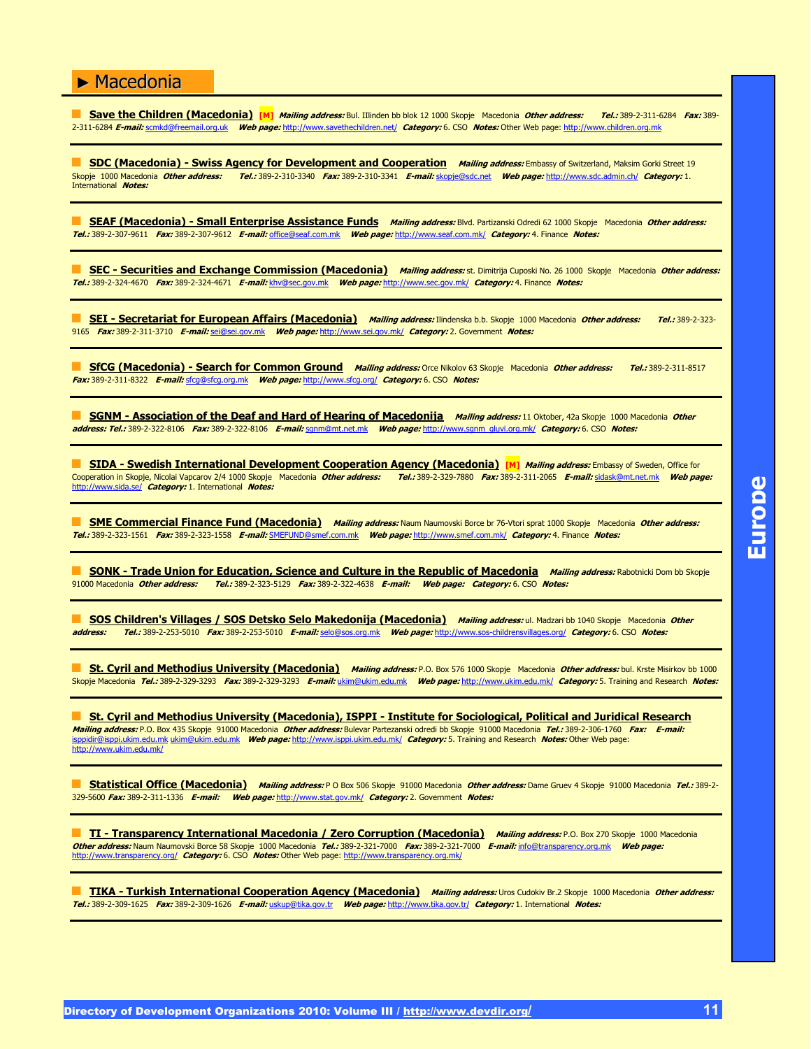## ► Macedonia

**Save the Children (Macedonia)** **[M]** ***Mailing address:*** Bul. Illinden bb blok 12 1000 Skopje Macedonia ***Other address:*** ***Tel.:*** 389-2-311-6284 ***Fax:*** 389-2-311-6284 ***E-mail:*** scmkd@freemail.org.uk ***Web page:*** http://www.savethechildren.net/ ***Category:*** 6. CSO ***Notes:*** Other Web page: http://www.children.org.mk

---

**SDC (Macedonia) - Swiss Agency for Development and Cooperation** ***Mailing address:*** Embassy of Switzerland, Maksim Gorki Street 19 Skopje 1000 Macedonia ***Other address:*** ***Tel.:*** 389-2-310-3340 ***Fax:*** 389-2-310-3341 ***E-mail:*** skopje@sdc.net ***Web page:*** http://www.sdc.admin.ch/ ***Category:*** 1. International ***Notes:***

---

**SEAF (Macedonia) - Small Enterprise Assistance Funds** ***Mailing address:*** Blvd. Partizanski Odredi 62 1000 Skopje Macedonia ***Other address:*** ***Tel.:*** 389-2-307-9611 ***Fax:*** 389-2-307-9612 ***E-mail:*** office@seaf.com.mk ***Web page:*** http://www.seaf.com.mk/ ***Category:*** 4. Finance ***Notes:***

---

**SEC - Securities and Exchange Commission (Macedonia)** ***Mailing address:*** st. Dimitrija Cuposki No. 26 1000 Skopje Macedonia ***Other address:*** ***Tel.:*** 389-2-324-4670 ***Fax:*** 389-2-324-4671 ***E-mail:*** khv@sec.gov.mk ***Web page:*** http://www.sec.gov.mk/ ***Category:*** 4. Finance ***Notes:***

---

**SEI - Secretariat for European Affairs (Macedonia)** ***Mailing address:*** Ilindenska b.b. Skopje 1000 Macedonia ***Other address:*** ***Tel.:*** 389-2-323-9165 ***Fax:*** 389-2-311-3710 ***E-mail:*** sei@sei.gov.mk ***Web page:*** http://www.sei.gov.mk/ ***Category:*** 2. Government ***Notes:***

---

**SfCG (Macedonia) - Search for Common Ground** ***Mailing address:*** Orce Nikolov 63 Skopje Macedonia ***Other address:*** ***Tel.:*** 389-2-311-8517 ***Fax:*** 389-2-311-8322 ***E-mail:*** sfcg@sfcg.org.mk ***Web page:*** http://www.sfcg.org/ ***Category:*** 6. CSO ***Notes:***

---

**SGNM - Association of the Deaf and Hard of Hearing of Macedonija** ***Mailing address:*** 11 Oktober, 42a Skopje 1000 Macedonia ***Other address:*** ***Tel.:*** 389-2-322-8106 ***Fax:*** 389-2-322-8106 ***E-mail:*** sgnm@mt.net.mk ***Web page:*** http://www.sgnm_gluvi.org.mk/ ***Category:*** 6. CSO ***Notes:***

---

**SIDA - Swedish International Development Cooperation Agency (Macedonia)** **[M]** ***Mailing address:*** Embassy of Sweden, Office for Cooperation in Skopje, Nicolai Vapcarov 2/4 1000 Skopje Macedonia ***Other address:*** ***Tel.:*** 389-2-329-7880 ***Fax:*** 389-2-311-2065 ***E-mail:*** sidask@mt.net.mk ***Web page:*** http://www.sida.se/ ***Category:*** 1. International ***Notes:***

---

**SME Commercial Finance Fund (Macedonia)** ***Mailing address:*** Naum Naumovski Borce br 76-Vtori sprat 1000 Skopje Macedonia ***Other address:*** ***Tel.:*** 389-2-323-1561 ***Fax:*** 389-2-323-1558 ***E-mail:*** SMEFUND@smef.com.mk ***Web page:*** http://www.smef.com.mk/ ***Category:*** 4. Finance ***Notes:***

---

**SONK - Trade Union for Education, Science and Culture in the Republic of Macedonia** ***Mailing address:*** Rabotnicki Dom bb Skopje 91000 Macedonia ***Other address:*** ***Tel.:*** 389-2-323-5129 ***Fax:*** 389-2-322-4638 ***E-mail:*** ***Web page:*** ***Category:*** 6. CSO ***Notes:***

---

**SOS Children's Villages / SOS Detsko Selo Makedonija (Macedonia)** ***Mailing address:*** ul. Madzari bb 1040 Skopje Macedonia ***Other address:*** ***Tel.:*** 389-2-253-5010 ***Fax:*** 389-2-253-5010 ***E-mail:*** selo@sos.org.mk ***Web page:*** http://www.sos-childrensvillages.org/ ***Category:*** 6. CSO ***Notes:***

---

**St. Cyril and Methodius University (Macedonia)** ***Mailing address:*** P.O. Box 576 1000 Skopje Macedonia ***Other address:*** bul. Krste Misirkov bb 1000 Skopje Macedonia ***Tel.:*** 389-2-329-3293 ***Fax:*** 389-2-329-3293 ***E-mail:*** ukim@ukim.edu.mk ***Web page:*** http://www.ukim.edu.mk/ ***Category:*** 5. Training and Research ***Notes:***

---

**St. Cyril and Methodius University (Macedonia), ISPPI - Institute for Sociological, Political and Juridical Research** ***Mailing address:*** P.O. Box 435 Skopje 91000 Macedonia ***Other address:*** Bulevar Partezanski odredi bb Skopje 91000 Macedonia ***Tel.:*** 389-2-306-1760 ***Fax:*** ***E-mail:*** isppidir@isppi.ukim.edu.mk ukim@ukim.edu.mk ***Web page:*** http://www.isppi.ukim.edu.mk/ ***Category:*** 5. Training and Research ***Notes:*** Other Web page: http://www.ukim.edu.mk/

---

**Statistical Office (Macedonia)** ***Mailing address:*** P O Box 506 Skopje 91000 Macedonia ***Other address:*** Dame Gruev 4 Skopje 91000 Macedonia ***Tel.:*** 389-2-329-5600 ***Fax:*** 389-2-311-1336 ***E-mail:*** ***Web page:*** http://www.stat.gov.mk/ ***Category:*** 2. Government ***Notes:***

---

**TI - Transparency International Macedonia / Zero Corruption (Macedonia)** ***Mailing address:*** P.O. Box 270 Skopje 1000 Macedonia ***Other address:*** Naum Naumovski Borce 58 Skopje 1000 Macedonia ***Tel.:*** 389-2-321-7000 ***Fax:*** 389-2-321-7000 ***E-mail:*** info@transparency.org.mk ***Web page:*** http://www.transparency.org/ ***Category:*** 6. CSO ***Notes:*** Other Web page: http://www.transparency.org.mk/

---

**TIKA - Turkish International Cooperation Agency (Macedonia)** ***Mailing address:*** Uros Cudokiv Br.2 Skopje 1000 Macedonia ***Other address:*** ***Tel.:*** 389-2-309-1625 ***Fax:*** 389-2-309-1626 ***E-mail:*** uskup@tika.gov.tr ***Web page:*** http://www.tika.gov.tr/ ***Category:*** 1. International ***Notes:***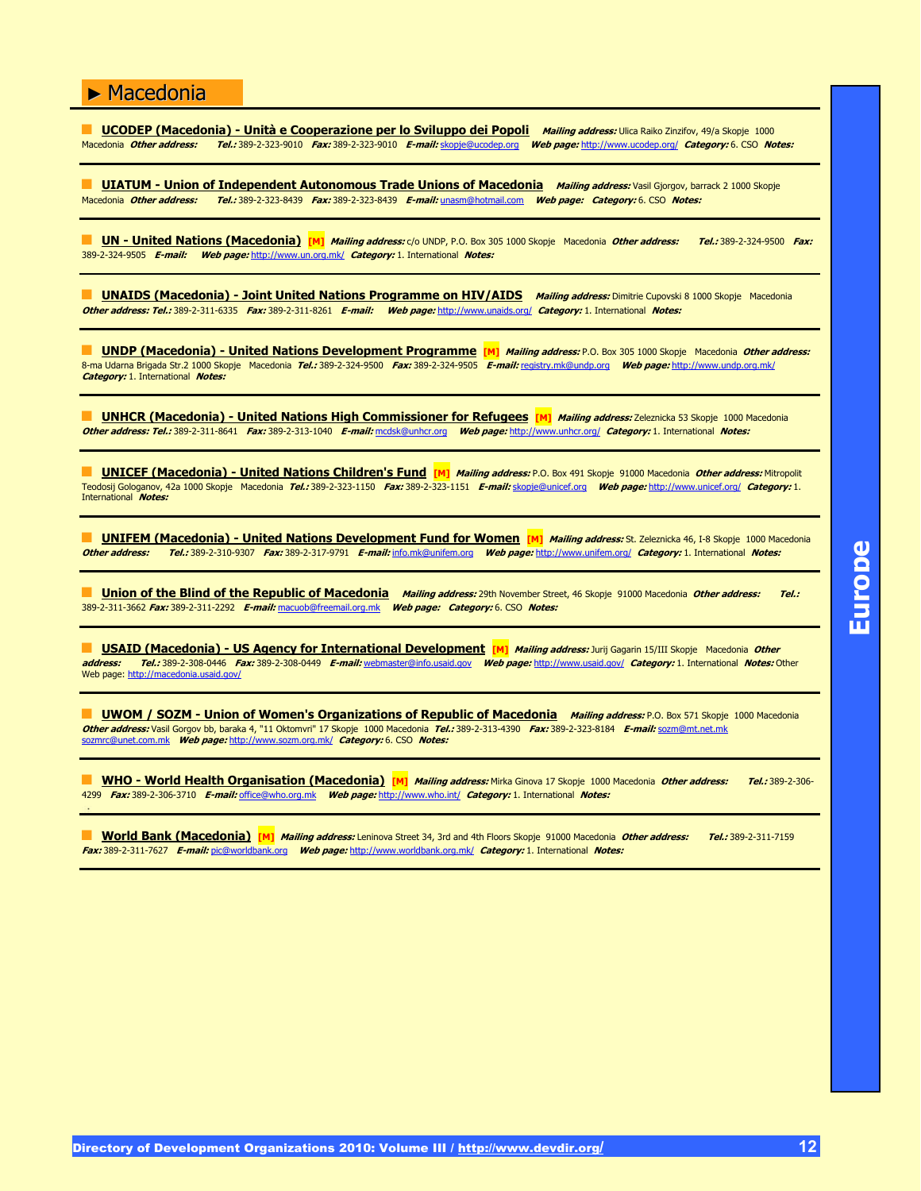## ► Macedonia

**UCODEP (Macedonia) - Unità e Cooperazione per lo Sviluppo dei Popoli** ***Mailing address:*** Ulica Raiko Zinzifov, 49/a Skopje 1000 Macedonia ***Other address:*** ***Tel.:*** 389-2-323-9010 ***Fax:*** 389-2-323-9010 ***E-mail:*** skopje@ucodep.org ***Web page:*** http://www.ucodep.org/ ***Category:*** 6. CSO ***Notes:***

---

**UIATUM - Union of Independent Autonomous Trade Unions of Macedonia** ***Mailing address:*** Vasil Gjorgov, barrack 2 1000 Skopje Macedonia ***Other address:*** ***Tel.:*** 389-2-323-8439 ***Fax:*** 389-2-323-8439 ***E-mail:*** unasm@hotmail.com ***Web page:*** ***Category:*** 6. CSO ***Notes:***

---

**UN - United Nations (Macedonia)** [M] ***Mailing address:*** c/o UNDP, P.O. Box 305 1000 Skopje Macedonia ***Other address:*** ***Tel.:*** 389-2-324-9500 ***Fax:*** 389-2-324-9505 ***E-mail:*** ***Web page:*** http://www.un.org.mk/ ***Category:*** 1. International ***Notes:***

---

**UNAIDS (Macedonia) - Joint United Nations Programme on HIV/AIDS** ***Mailing address:*** Dimitrie Cupovski 8 1000 Skopje Macedonia ***Other address:*** ***Tel.:*** 389-2-311-6335 ***Fax:*** 389-2-311-8261 ***E-mail:*** ***Web page:*** http://www.unaids.org/ ***Category:*** 1. International ***Notes:***

---

**UNDP (Macedonia) - United Nations Development Programme** [M] ***Mailing address:*** P.O. Box 305 1000 Skopje Macedonia ***Other address:*** 8-ma Udarna Brigada Str.2 1000 Skopje Macedonia ***Tel.:*** 389-2-324-9500 ***Fax:*** 389-2-324-9505 ***E-mail:*** registry.mk@undp.org ***Web page:*** http://www.undp.org.mk/ ***Category:*** 1. International ***Notes:***

---

**UNHCR (Macedonia) - United Nations High Commissioner for Refugees** [M] ***Mailing address:*** Zeleznicka 53 Skopje 1000 Macedonia ***Other address:*** ***Tel.:*** 389-2-311-8641 ***Fax:*** 389-2-313-1040 ***E-mail:*** mcdsk@unhcr.org ***Web page:*** http://www.unhcr.org/ ***Category:*** 1. International ***Notes:***

---

**UNICEF (Macedonia) - United Nations Children's Fund** [M] ***Mailing address:*** P.O. Box 491 Skopje 91000 Macedonia ***Other address:*** Mitropolit Teodosij Gologanov, 42a 1000 Skopje Macedonia ***Tel.:*** 389-2-323-1150 ***Fax:*** 389-2-323-1151 ***E-mail:*** skopje@unicef.org ***Web page:*** http://www.unicef.org/ ***Category:*** 1. International ***Notes:***

---

**UNIFEM (Macedonia) - United Nations Development Fund for Women** [M] ***Mailing address:*** St. Zeleznicka 46, I-8 Skopje 1000 Macedonia ***Other address:*** ***Tel.:*** 389-2-310-9307 ***Fax:*** 389-2-317-9791 ***E-mail:*** info.mk@unifem.org ***Web page:*** http://www.unifem.org/ ***Category:*** 1. International ***Notes:***

---

**Union of the Blind of the Republic of Macedonia** ***Mailing address:*** 29th November Street, 46 Skopje 91000 Macedonia ***Other address:*** ***Tel.:*** 389-2-311-3662 ***Fax:*** 389-2-311-2292 ***E-mail:*** macuob@freemail.org.mk ***Web page:*** ***Category:*** 6. CSO ***Notes:***

---

**USAID (Macedonia) - US Agency for International Development** [M] ***Mailing address:*** Jurij Gagarin 15/III Skopje Macedonia ***Other address:*** ***Tel.:*** 389-2-308-0446 ***Fax:*** 389-2-308-0449 ***E-mail:*** webmaster@info.usaid.gov ***Web page:*** http://www.usaid.gov/ ***Category:*** 1. International ***Notes:*** Other Web page: http://macedonia.usaid.gov/

---

**UWOM / SOZM - Union of Women's Organizations of Republic of Macedonia** ***Mailing address:*** P.O. Box 571 Skopje 1000 Macedonia ***Other address:*** Vasil Gorgov bb, baraka 4, "11 Oktomvri" 17 Skopje 1000 Macedonia ***Tel.:*** 389-2-313-4390 ***Fax:*** 389-2-323-8184 ***E-mail:*** sozm@mt.net.mk sozmrc@unet.com.mk ***Web page:*** http://www.sozm.org.mk/ ***Category:*** 6. CSO ***Notes:***

---

**WHO - World Health Organisation (Macedonia)** [M] ***Mailing address:*** Mirka Ginova 17 Skopje 1000 Macedonia ***Other address:*** ***Tel.:*** 389-2-306-4299 ***Fax:*** 389-2-306-3710 ***E-mail:*** office@who.org.mk ***Web page:*** http://www.who.int/ ***Category:*** 1. International ***Notes:***

---

**World Bank (Macedonia)** [M] ***Mailing address:*** Leninova Street 34, 3rd and 4th Floors Skopje 91000 Macedonia ***Other address:*** ***Tel.:*** 389-2-311-7159 ***Fax:*** 389-2-311-7627 ***E-mail:*** pic@worldbank.org ***Web page:*** http://www.worldbank.org.mk/ ***Category:*** 1. International ***Notes:***

---